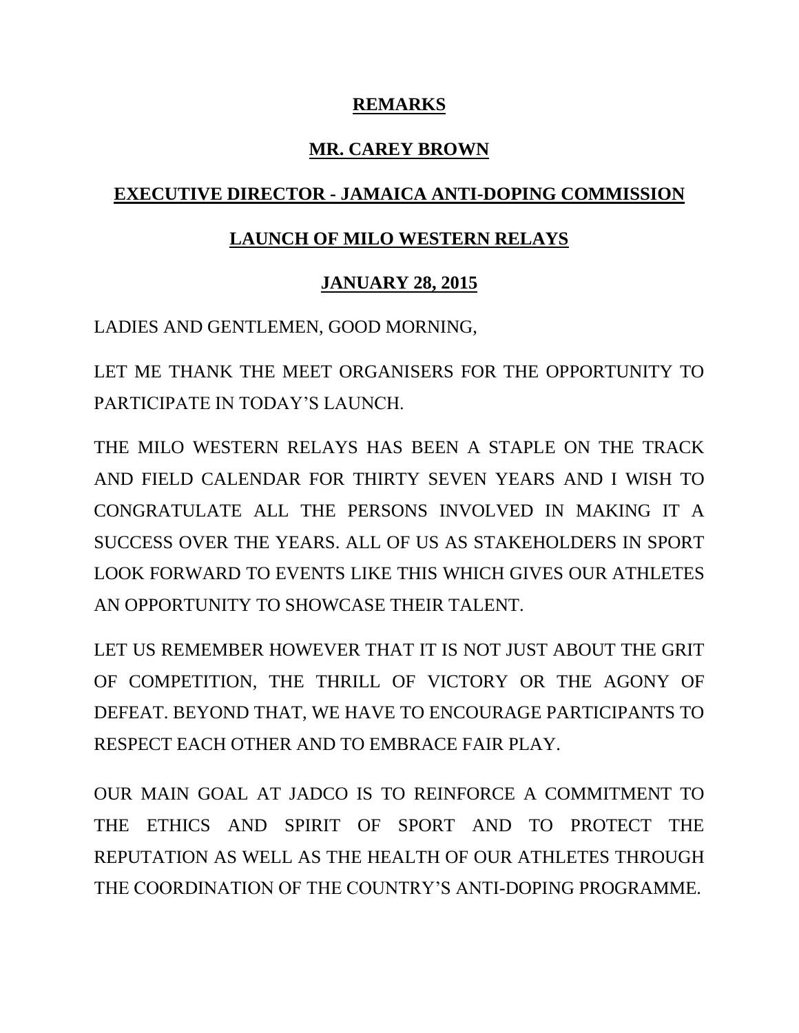**REMARKS**

**MR. CAREY BROWN**

**EXECUTIVE DIRECTOR - JAMAICA ANTI-DOPING COMMISSION**

**LAUNCH OF MILO WESTERN RELAYS**

**JANUARY 28, 2015**

LADIES AND GENTLEMEN, GOOD MORNING,

LET ME THANK THE MEET ORGANISERS FOR THE OPPORTUNITY TO PARTICIPATE IN TODAY'S LAUNCH.

THE MILO WESTERN RELAYS HAS BEEN A STAPLE ON THE TRACK AND FIELD CALENDAR FOR THIRTY SEVEN YEARS AND I WISH TO CONGRATULATE ALL THE PERSONS INVOLVED IN MAKING IT A SUCCESS OVER THE YEARS. ALL OF US AS STAKEHOLDERS IN SPORT LOOK FORWARD TO EVENTS LIKE THIS WHICH GIVES OUR ATHLETES AN OPPORTUNITY TO SHOWCASE THEIR TALENT.

LET US REMEMBER HOWEVER THAT IT IS NOT JUST ABOUT THE GRIT OF COMPETITION, THE THRILL OF VICTORY OR THE AGONY OF DEFEAT. BEYOND THAT, WE HAVE TO ENCOURAGE PARTICIPANTS TO RESPECT EACH OTHER AND TO EMBRACE FAIR PLAY.

OUR MAIN GOAL AT JADCO IS TO REINFORCE A COMMITMENT TO THE ETHICS AND SPIRIT OF SPORT AND TO PROTECT THE REPUTATION AS WELL AS THE HEALTH OF OUR ATHLETES THROUGH THE COORDINATION OF THE COUNTRY'S ANTI-DOPING PROGRAMME.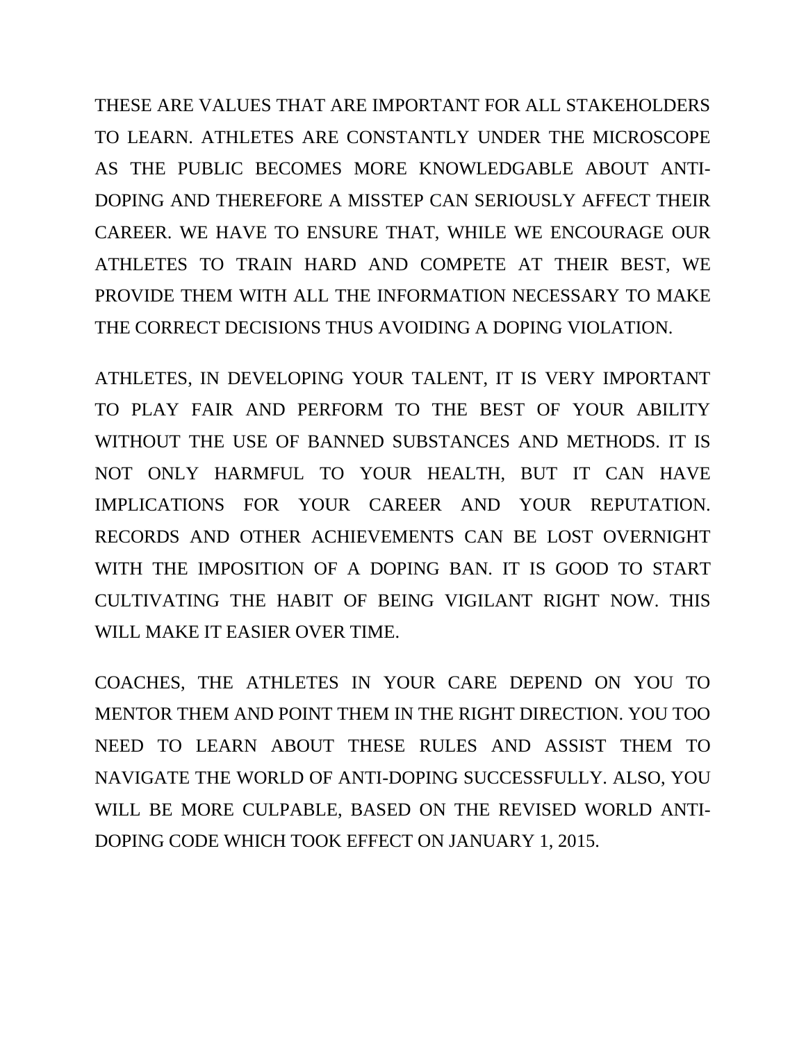THESE ARE VALUES THAT ARE IMPORTANT FOR ALL STAKEHOLDERS TO LEARN. ATHLETES ARE CONSTANTLY UNDER THE MICROSCOPE AS THE PUBLIC BECOMES MORE KNOWLEDGABLE ABOUT ANTI-DOPING AND THEREFORE A MISSTEP CAN SERIOUSLY AFFECT THEIR CAREER. WE HAVE TO ENSURE THAT, WHILE WE ENCOURAGE OUR ATHLETES TO TRAIN HARD AND COMPETE AT THEIR BEST, WE PROVIDE THEM WITH ALL THE INFORMATION NECESSARY TO MAKE THE CORRECT DECISIONS THUS AVOIDING A DOPING VIOLATION.

ATHLETES, IN DEVELOPING YOUR TALENT, IT IS VERY IMPORTANT TO PLAY FAIR AND PERFORM TO THE BEST OF YOUR ABILITY WITHOUT THE USE OF BANNED SUBSTANCES AND METHODS. IT IS NOT ONLY HARMFUL TO YOUR HEALTH, BUT IT CAN HAVE IMPLICATIONS FOR YOUR CAREER AND YOUR REPUTATION. RECORDS AND OTHER ACHIEVEMENTS CAN BE LOST OVERNIGHT WITH THE IMPOSITION OF A DOPING BAN. IT IS GOOD TO START CULTIVATING THE HABIT OF BEING VIGILANT RIGHT NOW. THIS WILL MAKE IT EASIER OVER TIME.

COACHES, THE ATHLETES IN YOUR CARE DEPEND ON YOU TO MENTOR THEM AND POINT THEM IN THE RIGHT DIRECTION. YOU TOO NEED TO LEARN ABOUT THESE RULES AND ASSIST THEM TO NAVIGATE THE WORLD OF ANTI-DOPING SUCCESSFULLY. ALSO, YOU WILL BE MORE CULPABLE, BASED ON THE REVISED WORLD ANTI-DOPING CODE WHICH TOOK EFFECT ON JANUARY 1, 2015.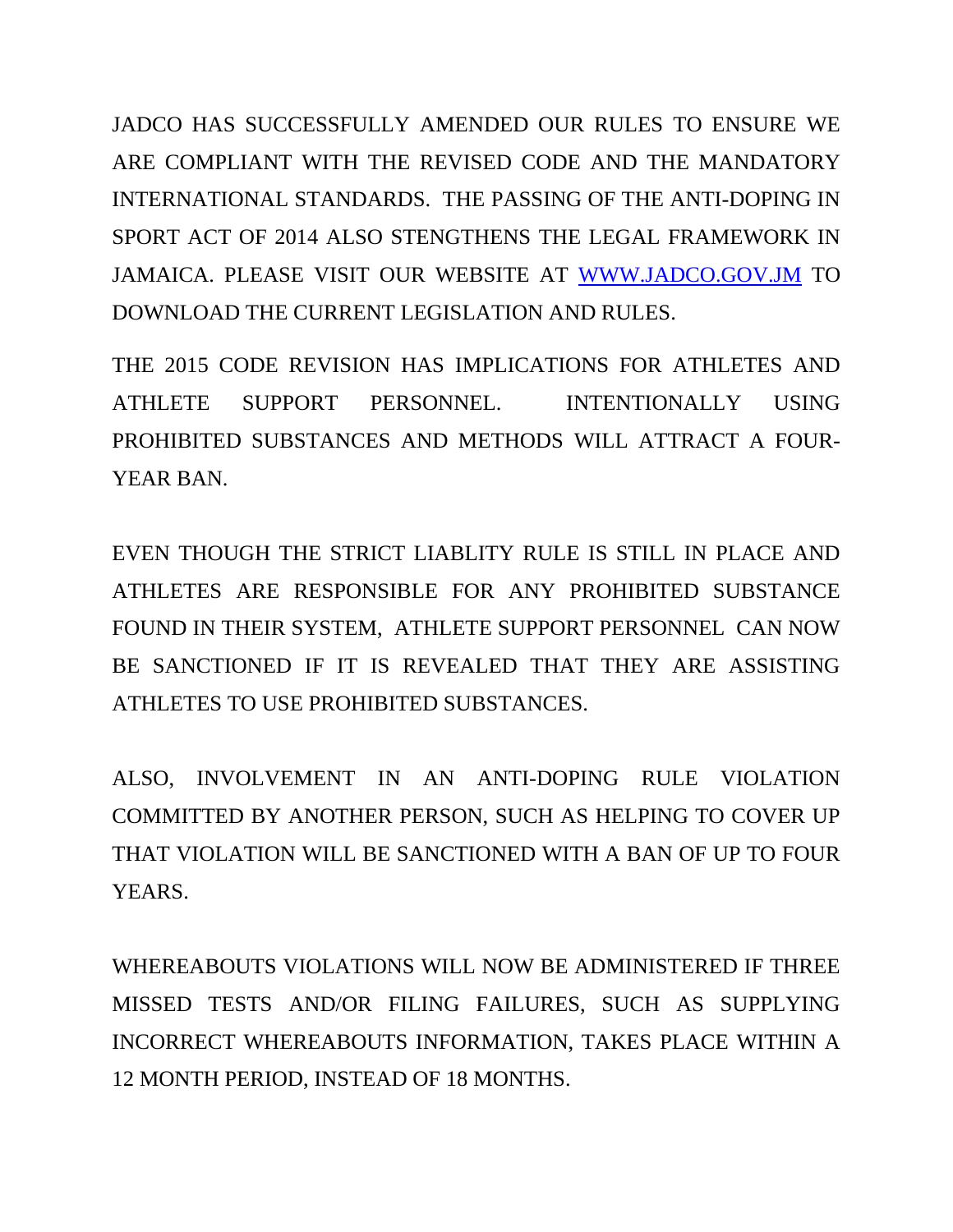JADCO HAS SUCCESSFULLY AMENDED OUR RULES TO ENSURE WE ARE COMPLIANT WITH THE REVISED CODE AND THE MANDATORY INTERNATIONAL STANDARDS. THE PASSING OF THE ANTI-DOPING IN SPORT ACT OF 2014 ALSO STENGTHENS THE LEGAL FRAMEWORK IN JAMAICA. PLEASE VISIT OUR WEBSITE AT [WWW.JADCO.GOV.JM](http://WWW.JADCO.GOV.JM) TO DOWNLOAD THE CURRENT LEGISLATION AND RULES.

THE 2015 CODE REVISION HAS IMPLICATIONS FOR ATHLETES AND ATHLETE SUPPORT PERSONNEL. INTENTIONALLY USING PROHIBITED SUBSTANCES AND METHODS WILL ATTRACT A FOUR-YEAR BAN.

EVEN THOUGH THE STRICT LIABLITY RULE IS STILL IN PLACE AND ATHLETES ARE RESPONSIBLE FOR ANY PROHIBITED SUBSTANCE FOUND IN THEIR SYSTEM, ATHLETE SUPPORT PERSONNEL CAN NOW BE SANCTIONED IF IT IS REVEALED THAT THEY ARE ASSISTING ATHLETES TO USE PROHIBITED SUBSTANCES.

ALSO, INVOLVEMENT IN AN ANTI-DOPING RULE VIOLATION COMMITTED BY ANOTHER PERSON, SUCH AS HELPING TO COVER UP THAT VIOLATION WILL BE SANCTIONED WITH A BAN OF UP TO FOUR YEARS.

WHEREABOUTS VIOLATIONS WILL NOW BE ADMINISTERED IF THREE MISSED TESTS AND/OR FILING FAILURES, SUCH AS SUPPLYING INCORRECT WHEREABOUTS INFORMATION, TAKES PLACE WITHIN A 12 MONTH PERIOD, INSTEAD OF 18 MONTHS.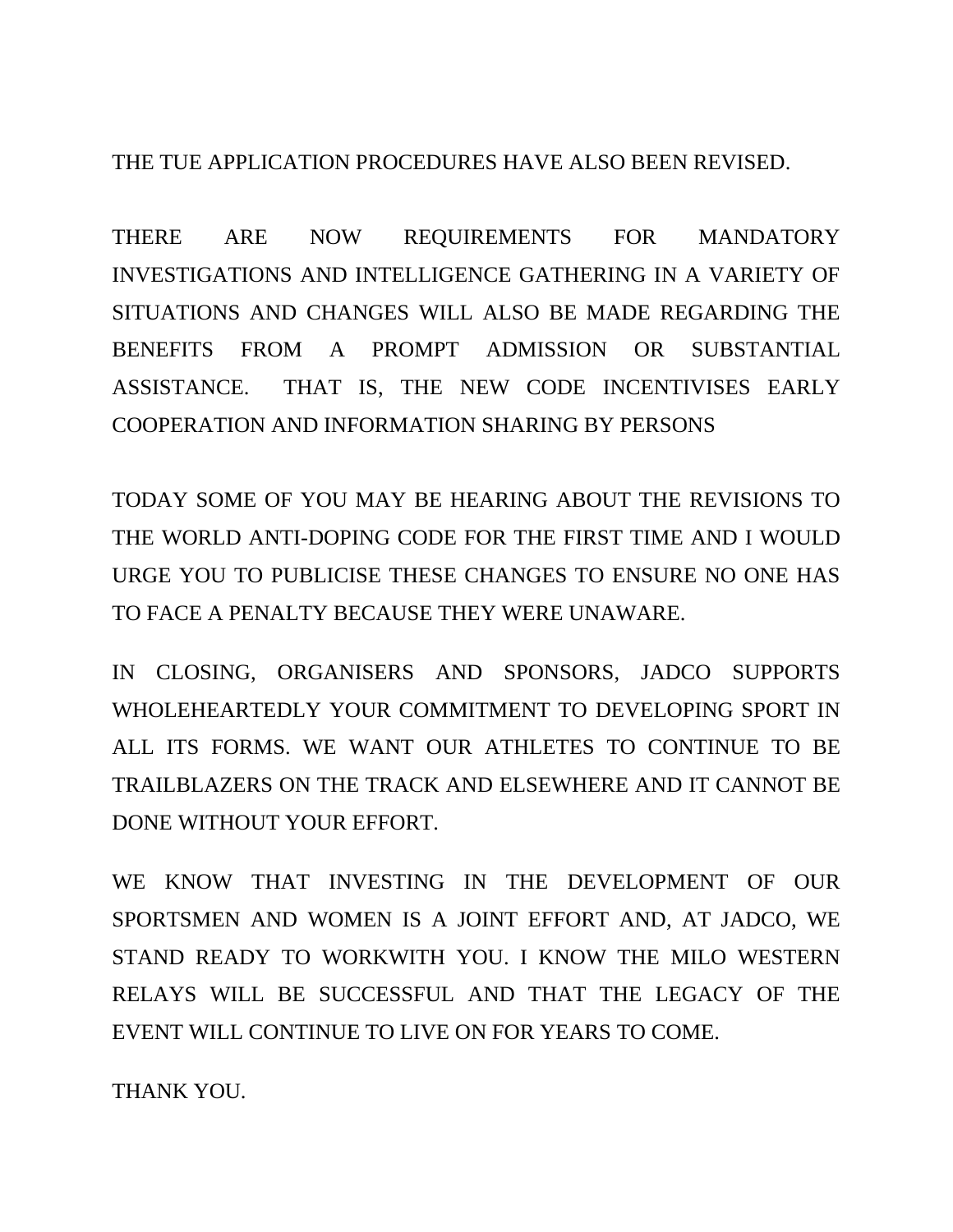THE TUE APPLICATION PROCEDURES HAVE ALSO BEEN REVISED.

THERE ARE NOW REQUIREMENTS FOR MANDATORY INVESTIGATIONS AND INTELLIGENCE GATHERING IN A VARIETY OF SITUATIONS AND CHANGES WILL ALSO BE MADE REGARDING THE BENEFITS FROM A PROMPT ADMISSION OR SUBSTANTIAL ASSISTANCE. THAT IS, THE NEW CODE INCENTIVISES EARLY COOPERATION AND INFORMATION SHARING BY PERSONS

TODAY SOME OF YOU MAY BE HEARING ABOUT THE REVISIONS TO THE WORLD ANTI-DOPING CODE FOR THE FIRST TIME AND I WOULD URGE YOU TO PUBLICISE THESE CHANGES TO ENSURE NO ONE HAS TO FACE A PENALTY BECAUSE THEY WERE UNAWARE.

IN CLOSING, ORGANISERS AND SPONSORS, JADCO SUPPORTS WHOLEHEARTEDLY YOUR COMMITMENT TO DEVELOPING SPORT IN ALL ITS FORMS. WE WANT OUR ATHLETES TO CONTINUE TO BE TRAILBLAZERS ON THE TRACK AND ELSEWHERE AND IT CANNOT BE DONE WITHOUT YOUR EFFORT.

WE KNOW THAT INVESTING IN THE DEVELOPMENT OF OUR SPORTSMEN AND WOMEN IS A JOINT EFFORT AND, AT JADCO, WE STAND READY TO WORKWITH YOU. I KNOW THE MILO WESTERN RELAYS WILL BE SUCCESSFUL AND THAT THE LEGACY OF THE EVENT WILL CONTINUE TO LIVE ON FOR YEARS TO COME.

THANK YOU.